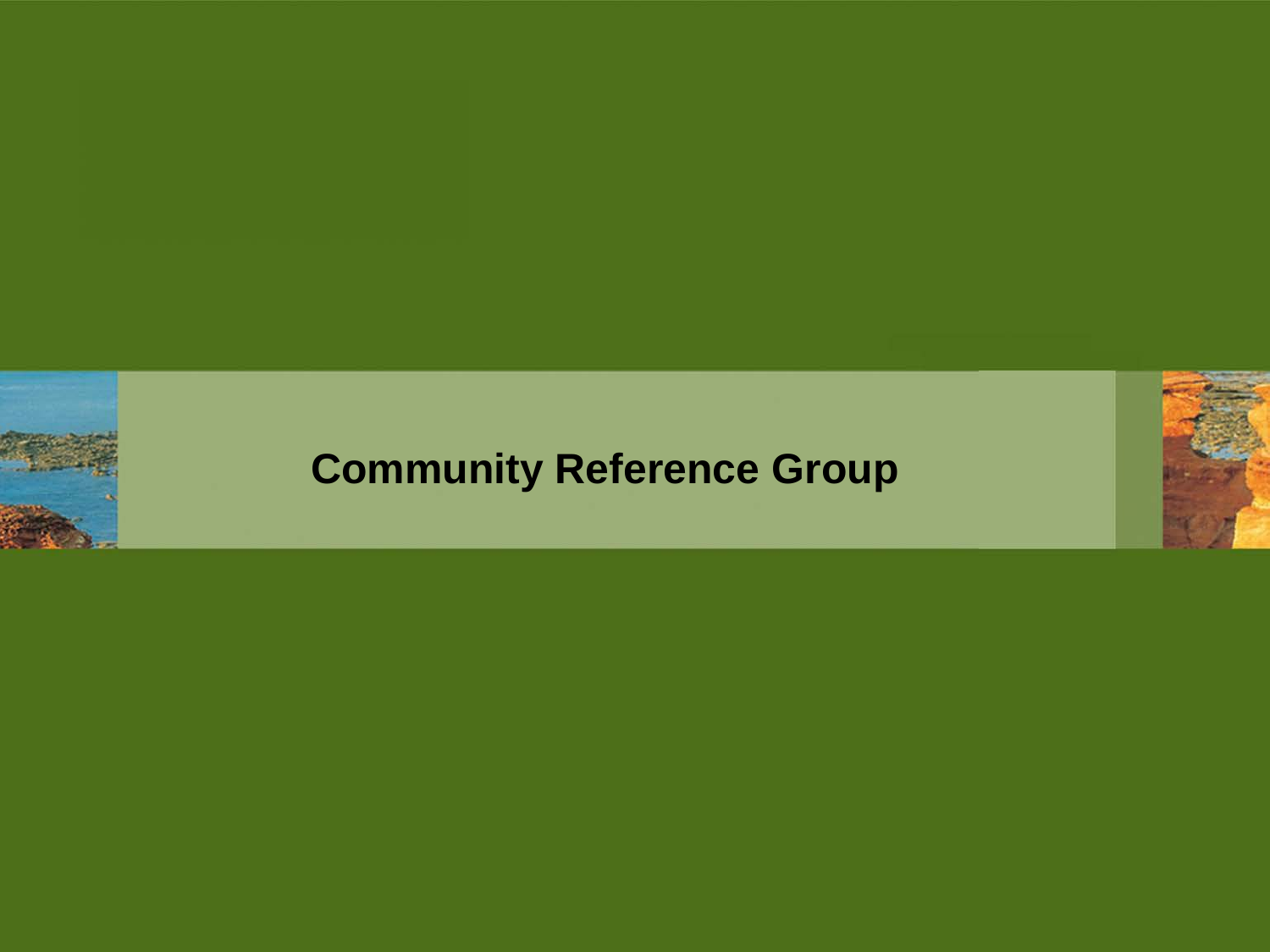# Community Reference Group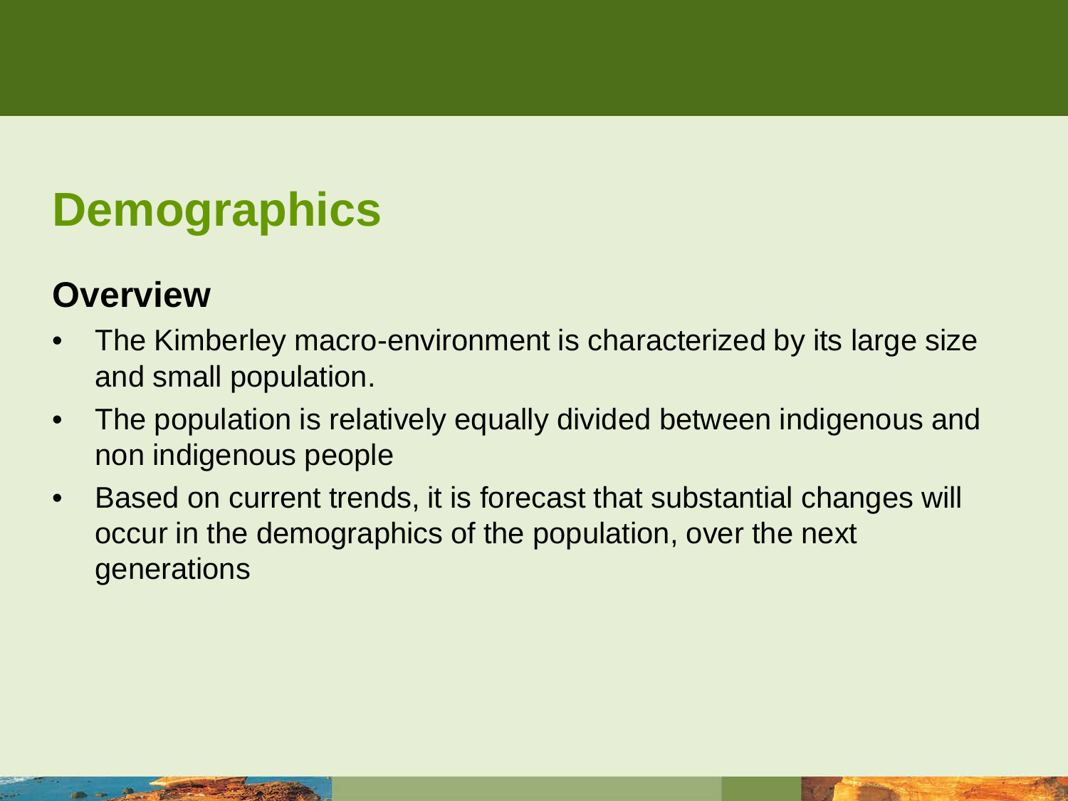# Demographics

## Overview

- The Kimberley macro-environment is characterized by its large size and small population.
- The population is relatively equally divided between indigenous and non indigenous people
- Based on current trends, it is forecast that substantial changes will occur in the demographics of the population, over the next generations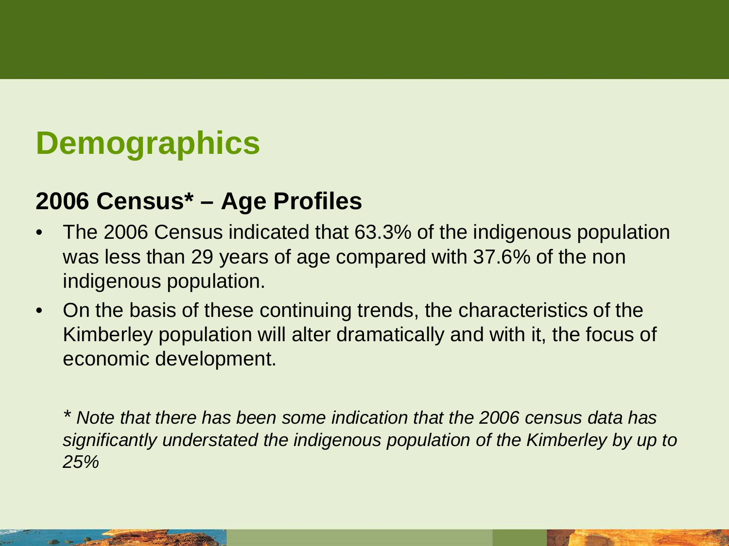# Demographics

## 2006 Census* – Age Profiles

- The 2006 Census indicated that 63.3% of the indigenous population was less than 29 years of age compared with 37.6% of the non indigenous population.
- On the basis of these continuing trends, the characteristics of the Kimberley population will alter dramatically and with it, the focus of economic development.

*\* Note that there has been some indication that the 2006 census data has significantly understated the indigenous population of the Kimberley by up to 25%*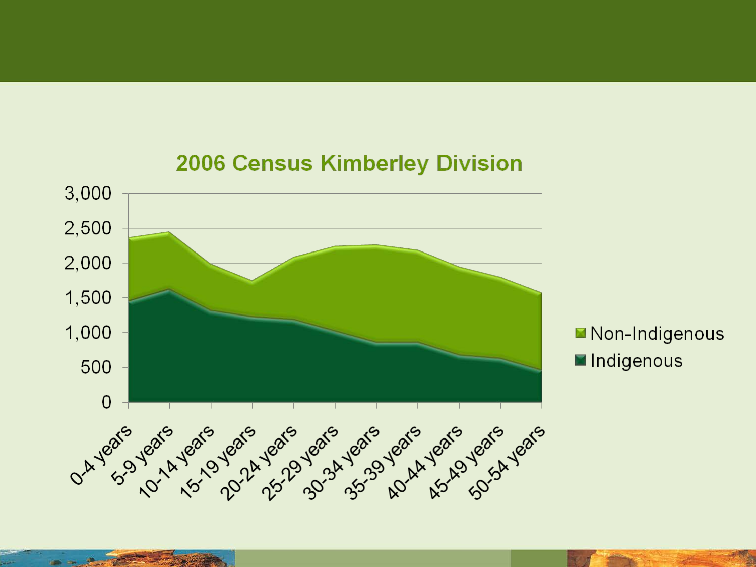## 2006 Census Kimberley Division

3,000
2,500
2,000
1,500
1,000
500
0

0-4 years
5-9 years
10-14 years
15-19 years
20-24 years
25-29 years
30-34 years
35-39 years
40-44 years
45-49 years
50-54 years

Non-Indigenous
Indigenous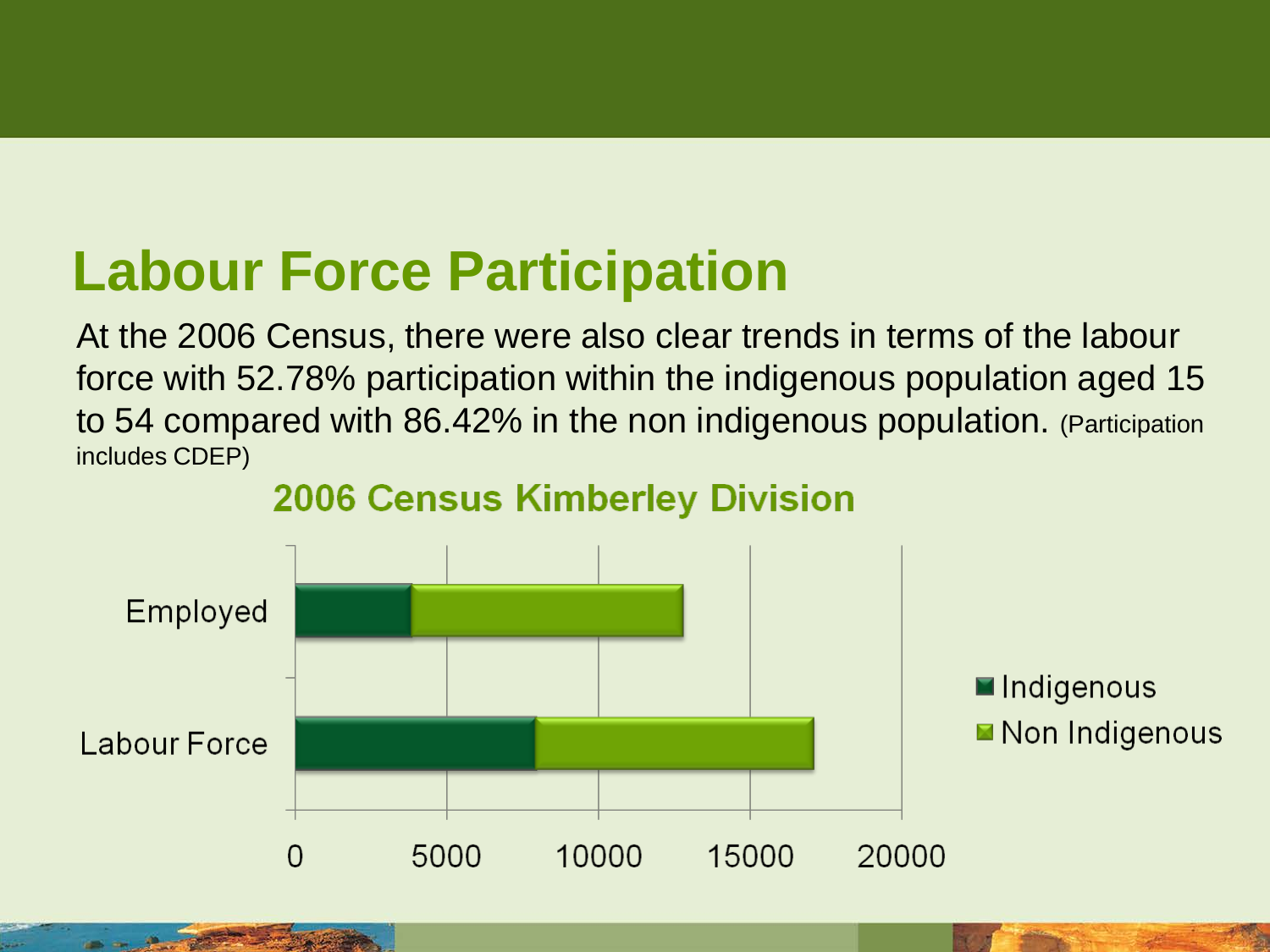# Labour Force Participation

At the 2006 Census, there were also clear trends in terms of the labour force with 52.78% participation within the indigenous population aged 15 to 54 compared with 86.42% in the non indigenous population. (Participation includes CDEP)

## 2006 Census Kimberley Division

Employed

Labour Force

0 5000 10000 15000 20000

Indigenous

Non Indigenous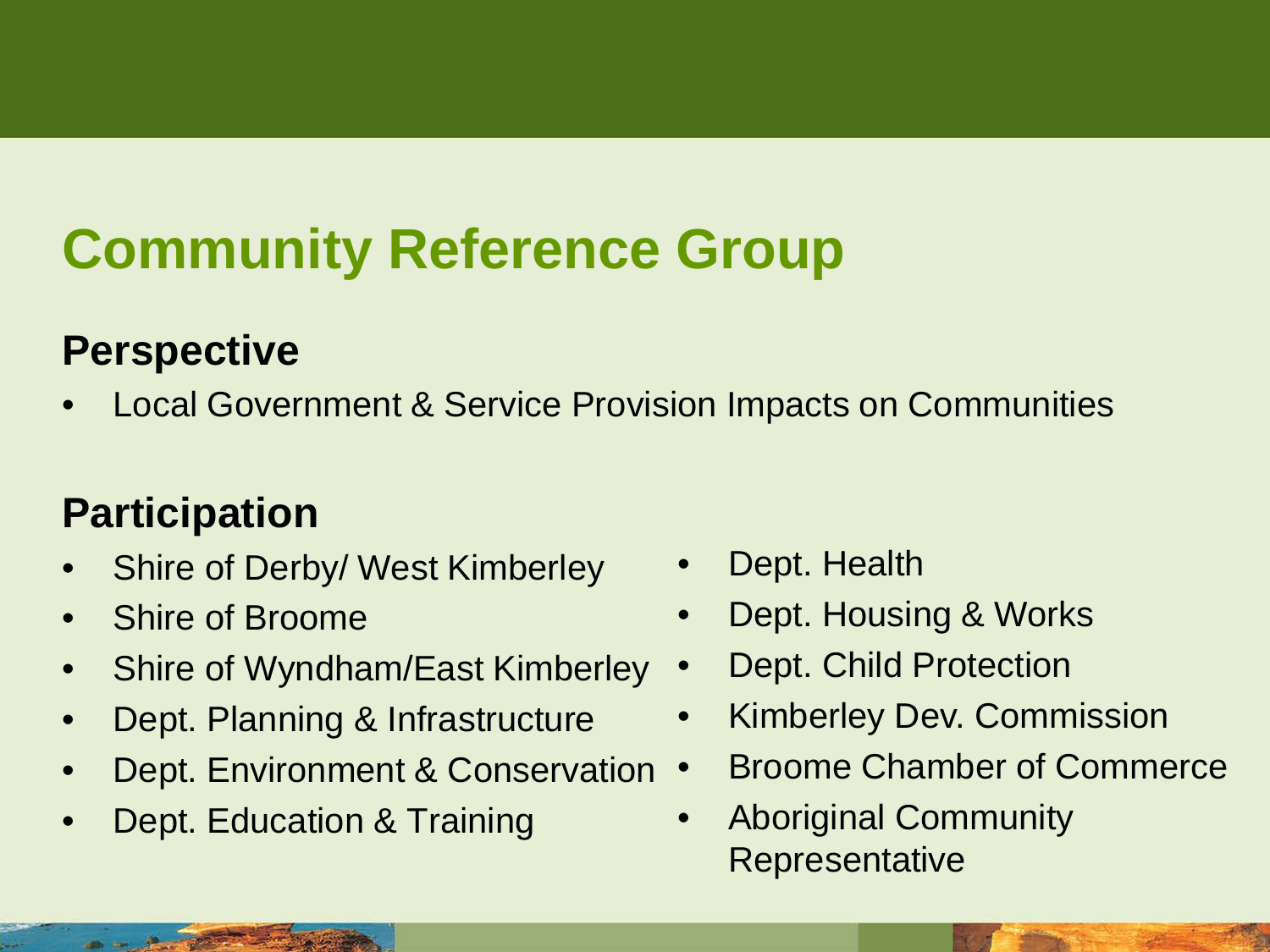# Community Reference Group

## Perspective

- Local Government & Service Provision Impacts on Communities

## Participation

- Shire of Derby/ West Kimberley
- Shire of Broome
- Shire of Wyndham/East Kimberley
- Dept. Planning & Infrastructure
- Dept. Environment & Conservation
- Dept. Education & Training
- Dept. Health
- Dept. Housing & Works
- Dept. Child Protection
- Kimberley Dev. Commission
- Broome Chamber of Commerce
- Aboriginal Community Representative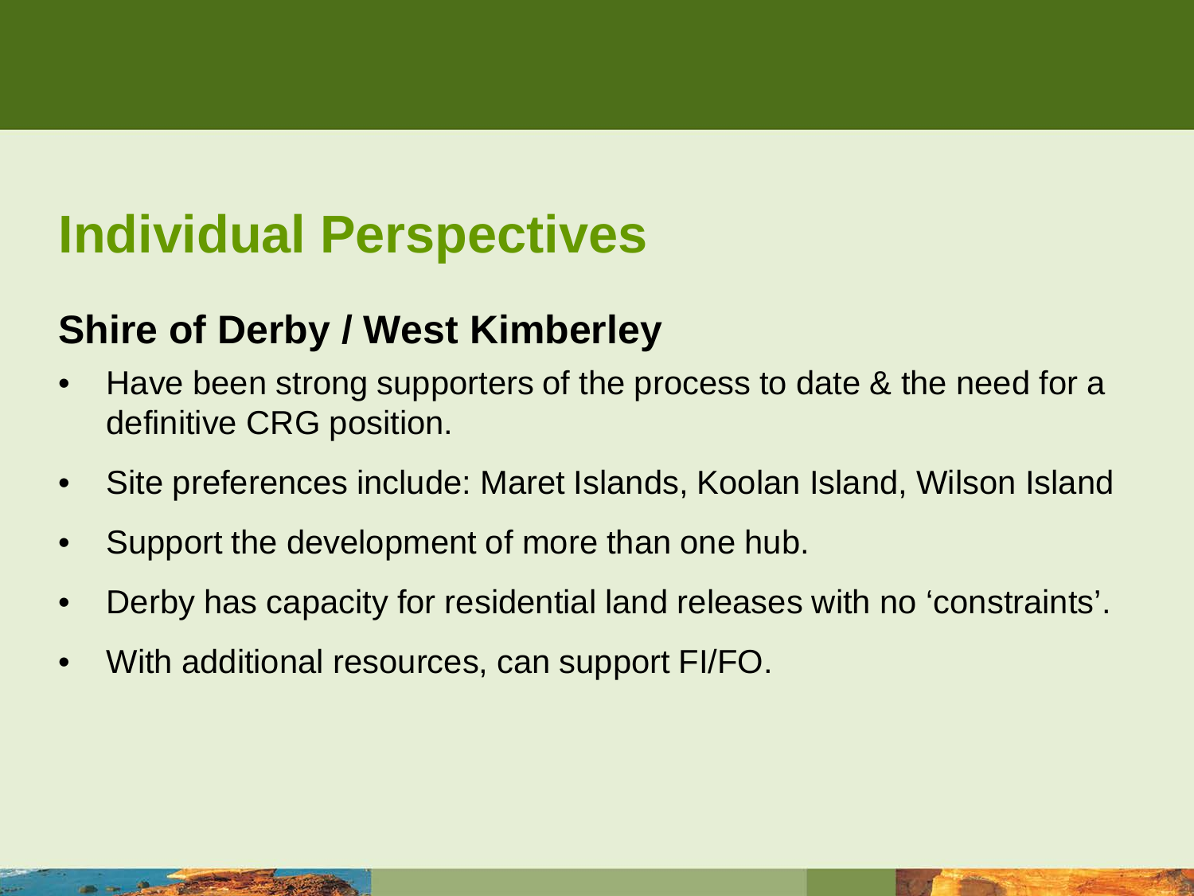# Individual Perspectives

## Shire of Derby / West Kimberley

- Have been strong supporters of the process to date & the need for a definitive CRG position.
- Site preferences include: Maret Islands, Koolan Island, Wilson Island
- Support the development of more than one hub.
- Derby has capacity for residential land releases with no 'constraints'.
- With additional resources, can support FI/FO.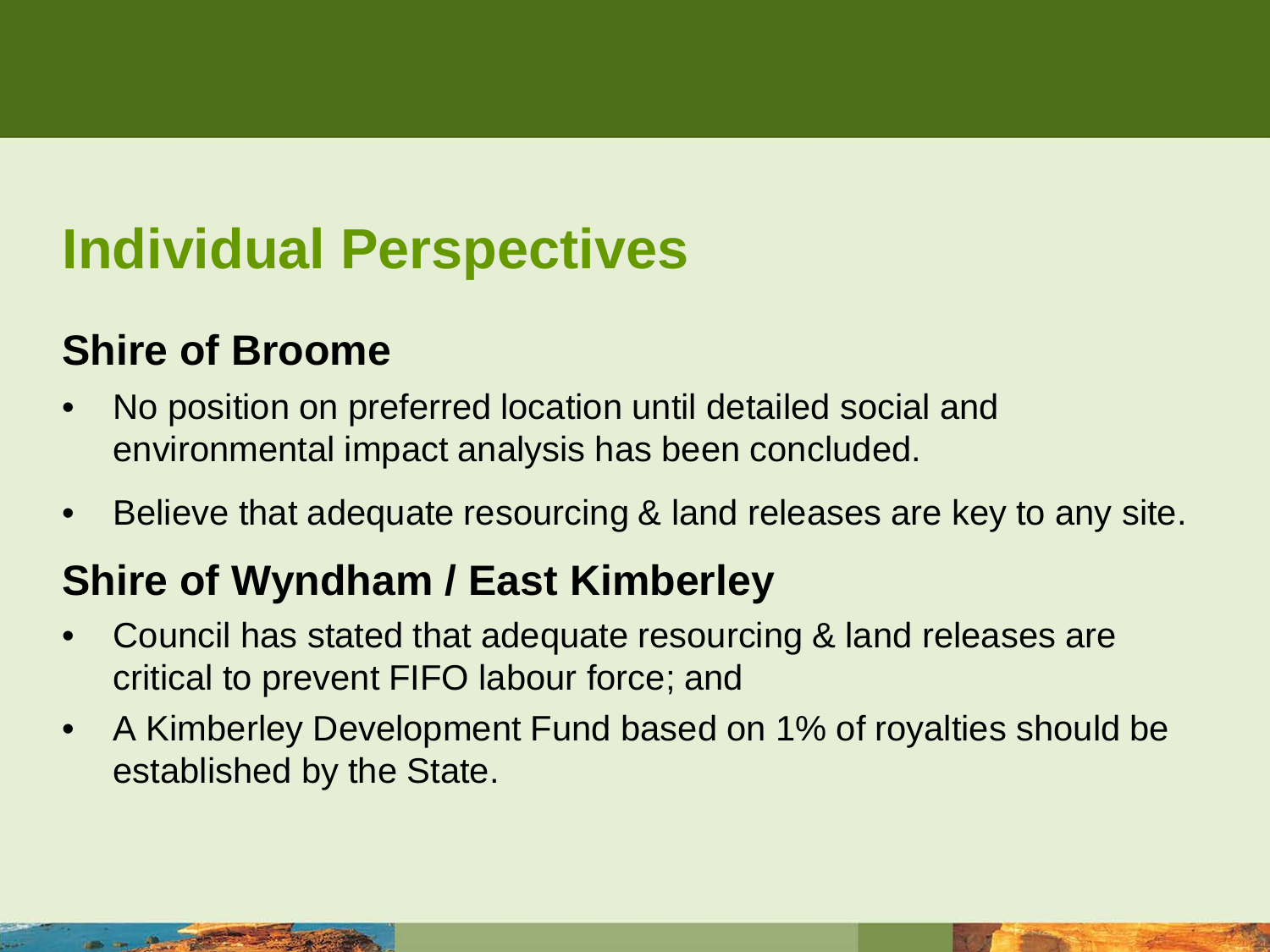# Individual Perspectives

## Shire of Broome

- No position on preferred location until detailed social and environmental impact analysis has been concluded.
- Believe that adequate resourcing & land releases are key to any site.

## Shire of Wyndham / East Kimberley

- Council has stated that adequate resourcing & land releases are critical to prevent FIFO labour force; and
- A Kimberley Development Fund based on 1% of royalties should be established by the State.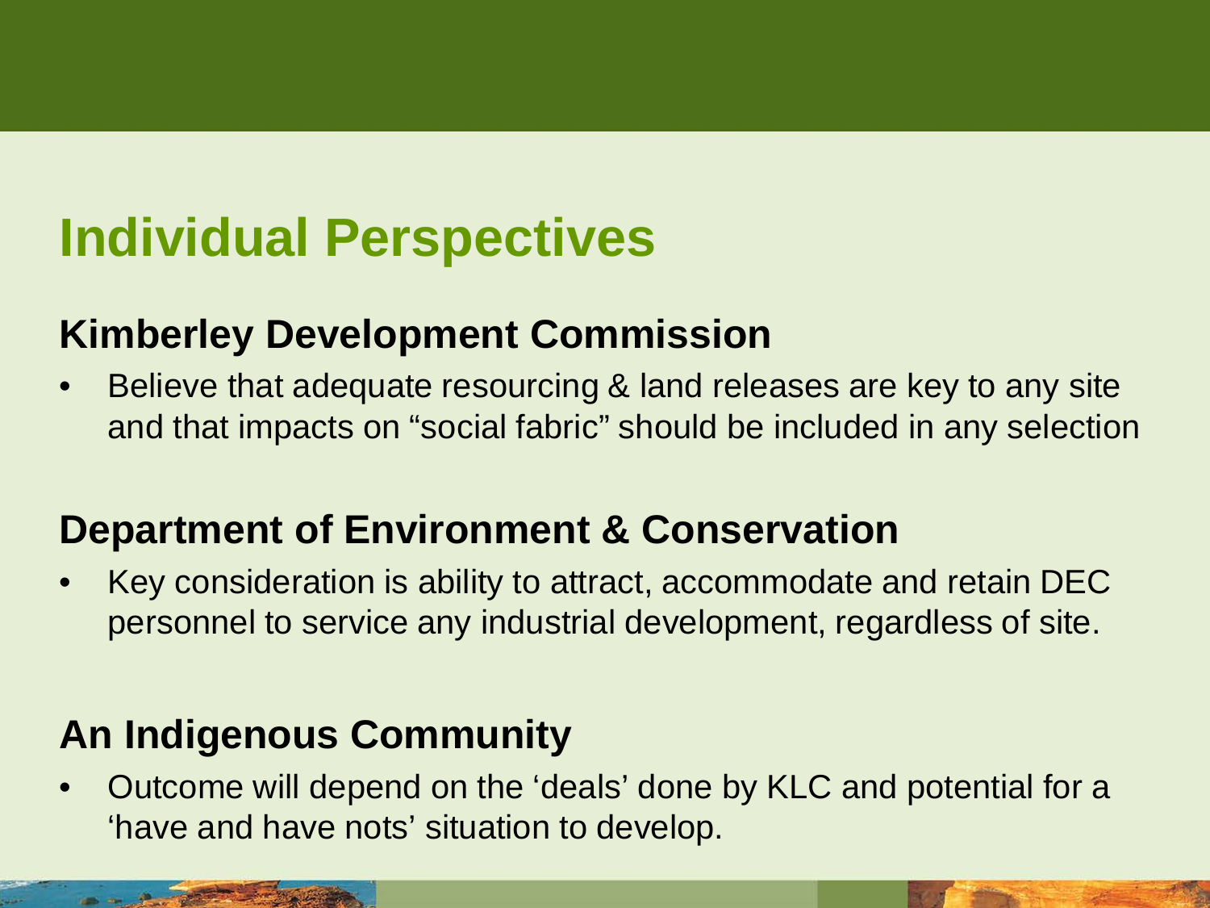# Individual Perspectives

## Kimberley Development Commission

- Believe that adequate resourcing & land releases are key to any site and that impacts on "social fabric" should be included in any selection

## Department of Environment & Conservation

- Key consideration is ability to attract, accommodate and retain DEC personnel to service any industrial development, regardless of site.

## An Indigenous Community

- Outcome will depend on the 'deals' done by KLC and potential for a 'have and have nots' situation to develop.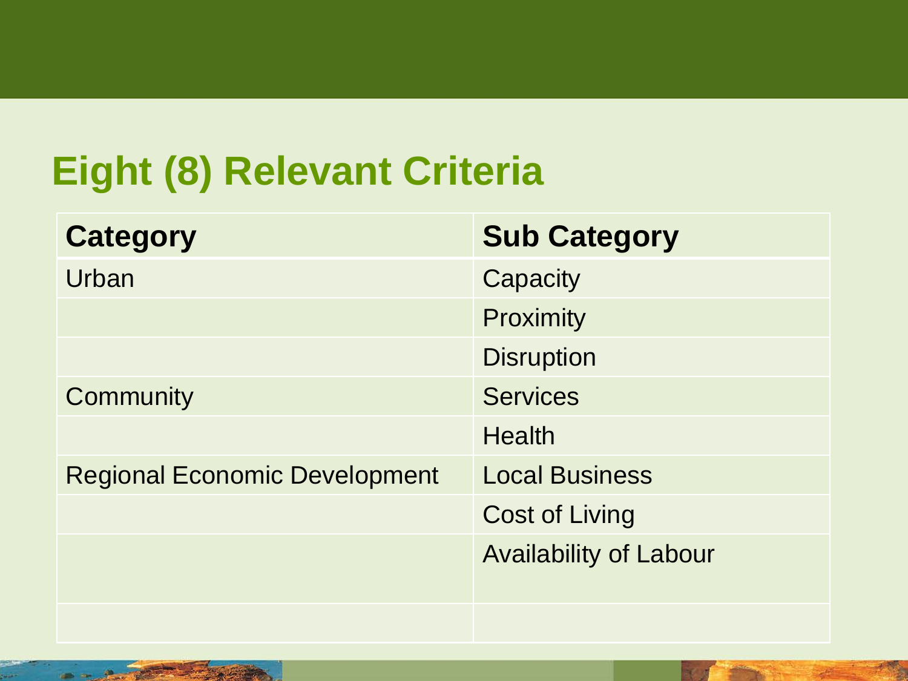# Eight (8) Relevant Criteria

| Category | Sub Category |
|---|---|
| Urban | Capacity |
| | Proximity |
| | Disruption |
| Community | Services |
| | Health |
| Regional Economic Development | Local Business |
| | Cost of Living |
| | Availability of Labour |
| | |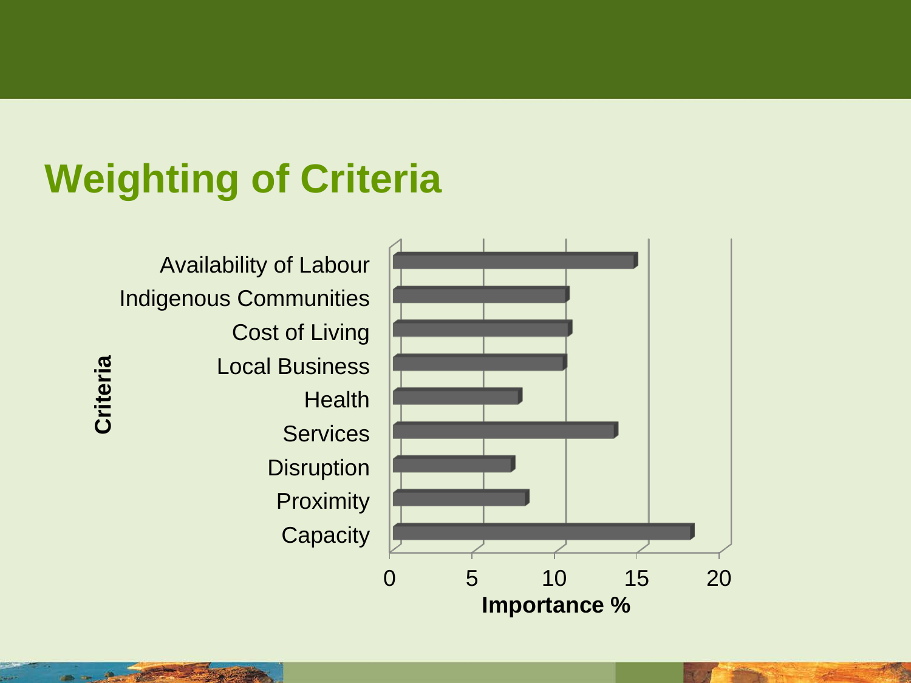# Weighting of Criteria

Criteria

Availability of Labour
Indigenous Communities
Cost of Living
Local Business
Health
Services
Disruption
Proximity
Capacity

0 5 10 15 20

Importance %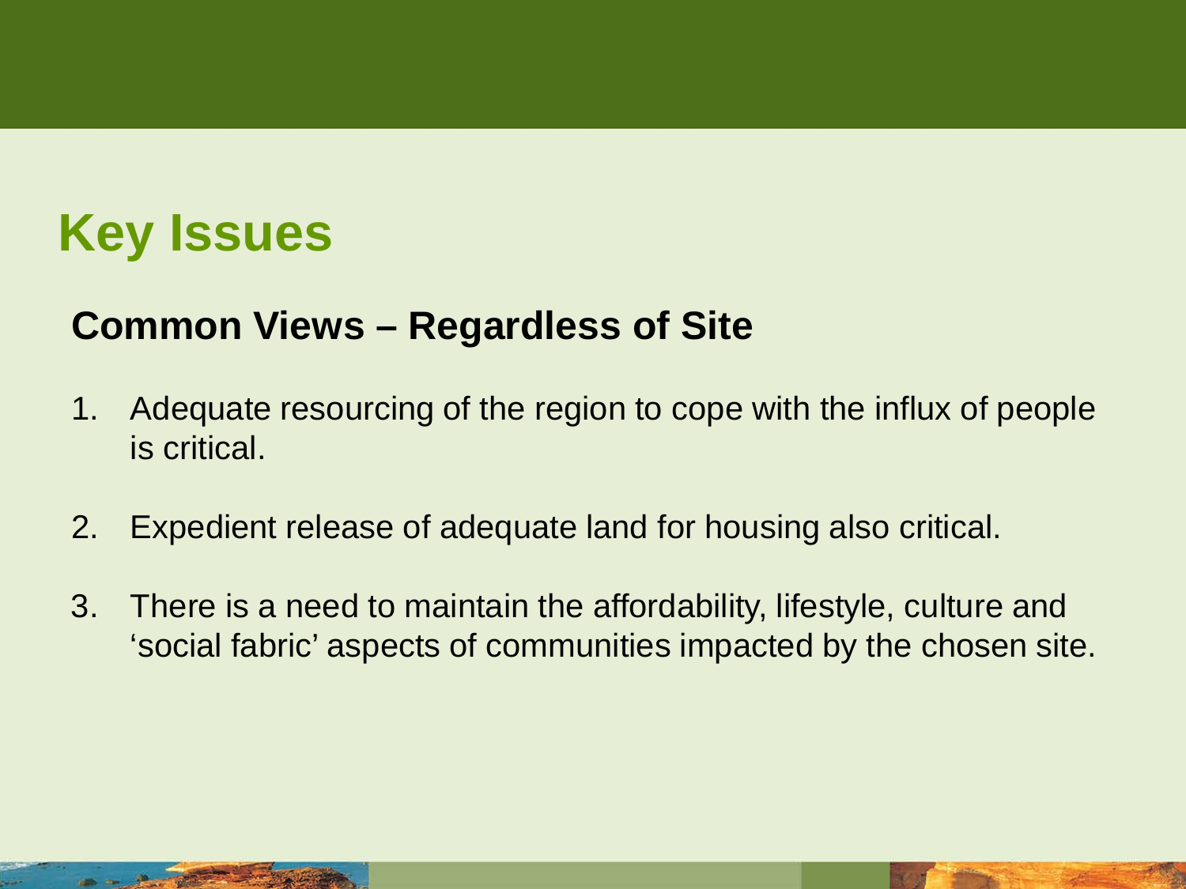# Key Issues

## Common Views – Regardless of Site

1. Adequate resourcing of the region to cope with the influx of people is critical.
2. Expedient release of adequate land for housing also critical.
3. There is a need to maintain the affordability, lifestyle, culture and 'social fabric' aspects of communities impacted by the chosen site.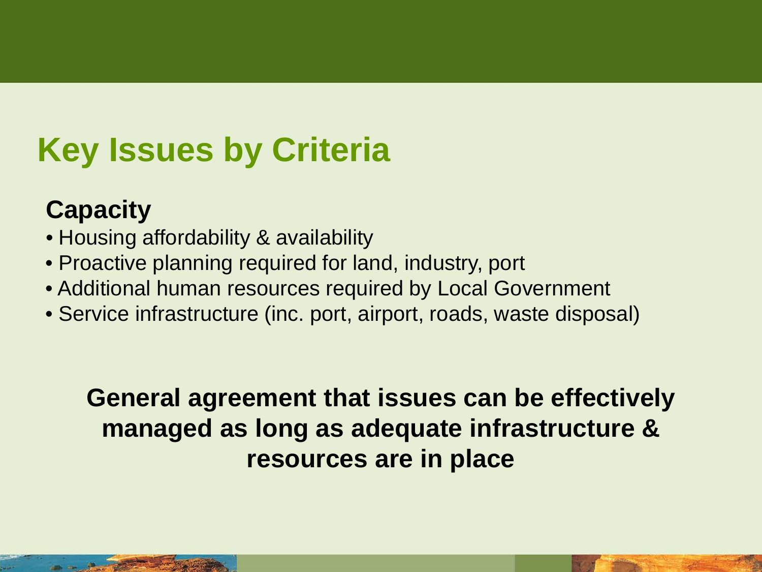# Key Issues by Criteria

## Capacity

- Housing affordability & availability
- Proactive planning required for land, industry, port
- Additional human resources required by Local Government
- Service infrastructure (inc. port, airport, roads, waste disposal)

**General agreement that issues can be effectively managed as long as adequate infrastructure & resources are in place**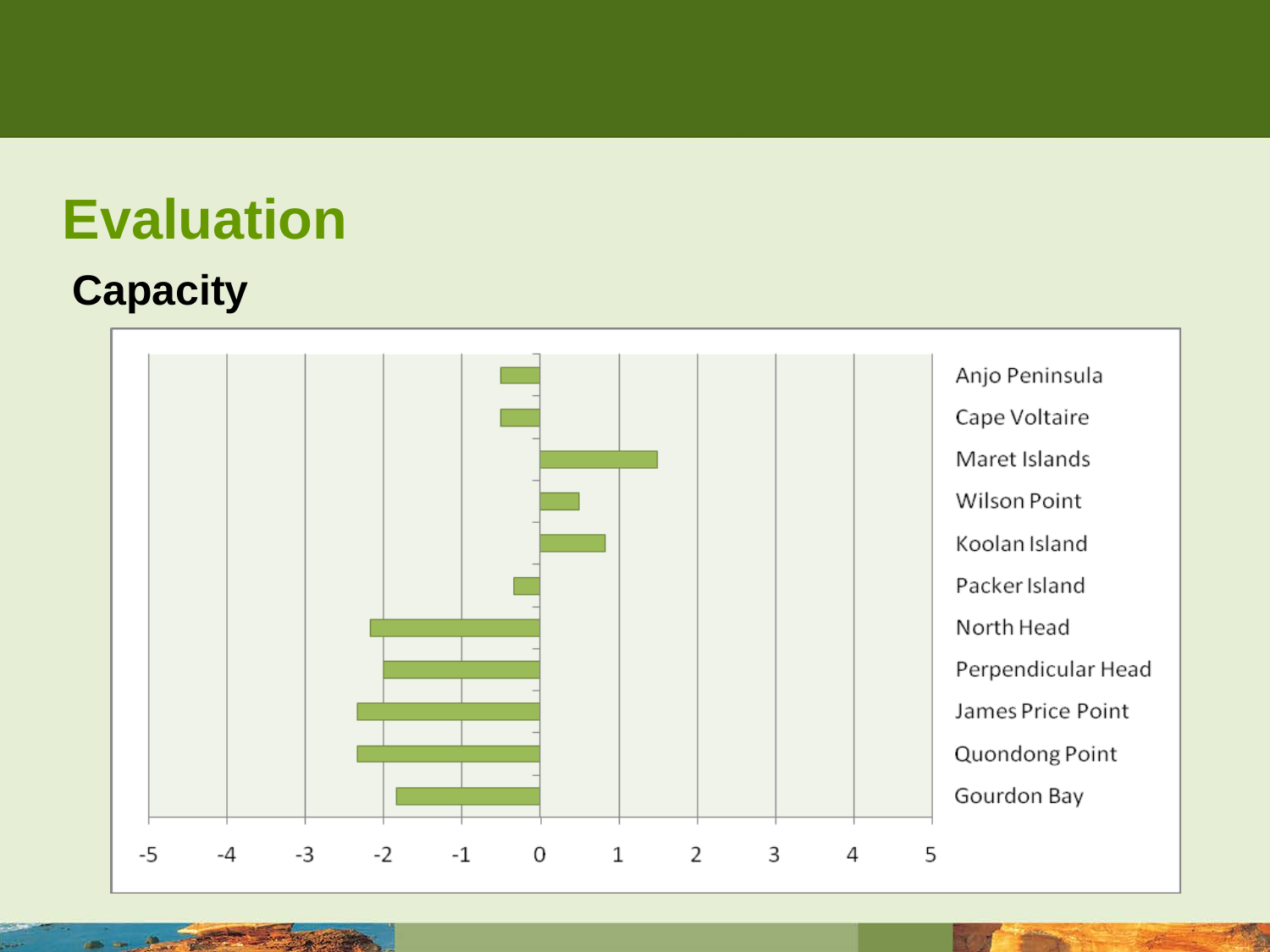# Evaluation

## Capacity

| Location | Capacity |
|---|---|
| Anjo Peninsula | -0.5 |
| Cape Voltaire | -0.5 |
| Maret Islands | 1.5 |
| Wilson Point | 0.5 |
| Koolan Island | 0.83 |
| Packer Island | -0.33 |
| North Head | -2.17 |
| Perpendicular Head | -2 |
| James Price Point | -2.33 |
| Quondong Point | -2.33 |
| Gourdon Bay | -1.83 |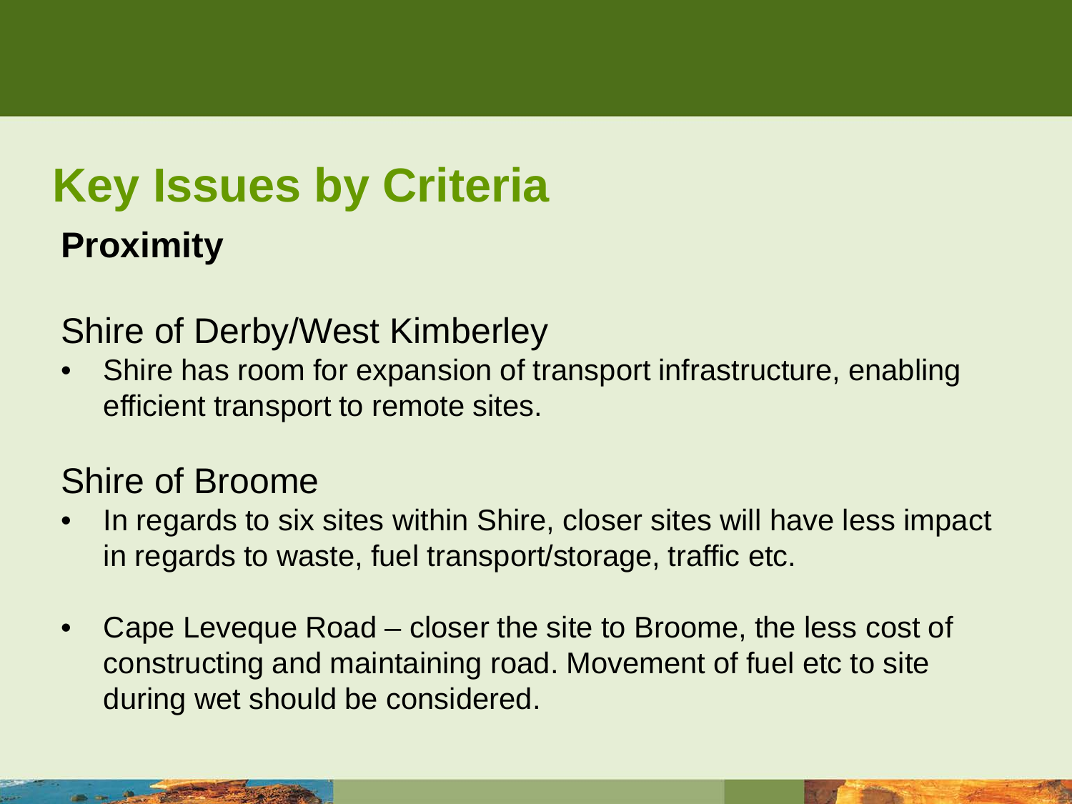# Key Issues by Criteria

## Proximity

### Shire of Derby/West Kimberley

- Shire has room for expansion of transport infrastructure, enabling efficient transport to remote sites.

### Shire of Broome

- In regards to six sites within Shire, closer sites will have less impact in regards to waste, fuel transport/storage, traffic etc.
- Cape Leveque Road – closer the site to Broome, the less cost of constructing and maintaining road. Movement of fuel etc to site during wet should be considered.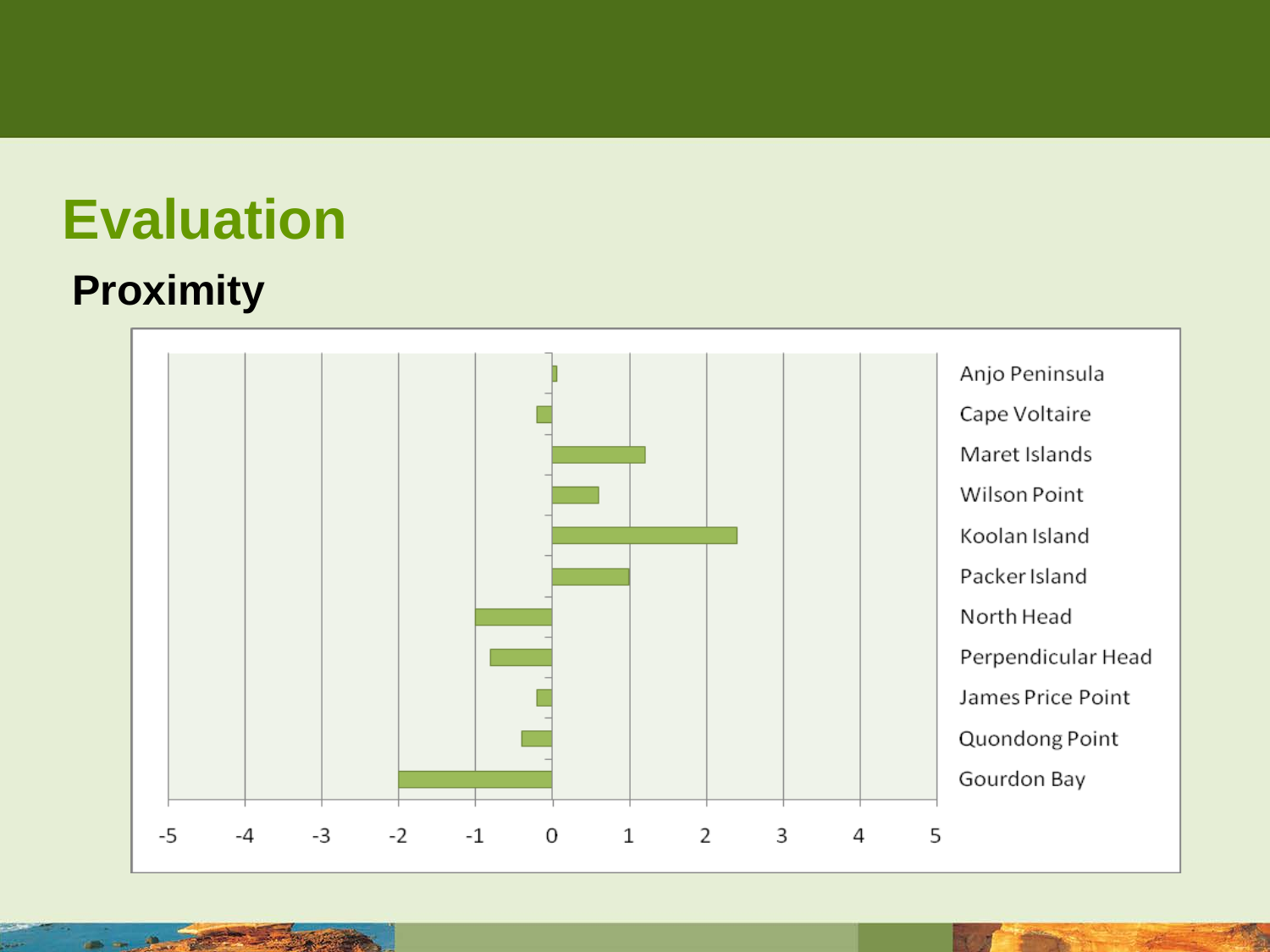# Evaluation

## Proximity

Anjo Peninsula
Cape Voltaire
Maret Islands
Wilson Point
Koolan Island
Packer Island
North Head
Perpendicular Head
James Price Point
Quondong Point
Gourdon Bay

-5 -4 -3 -2 -1 0 1 2 3 4 5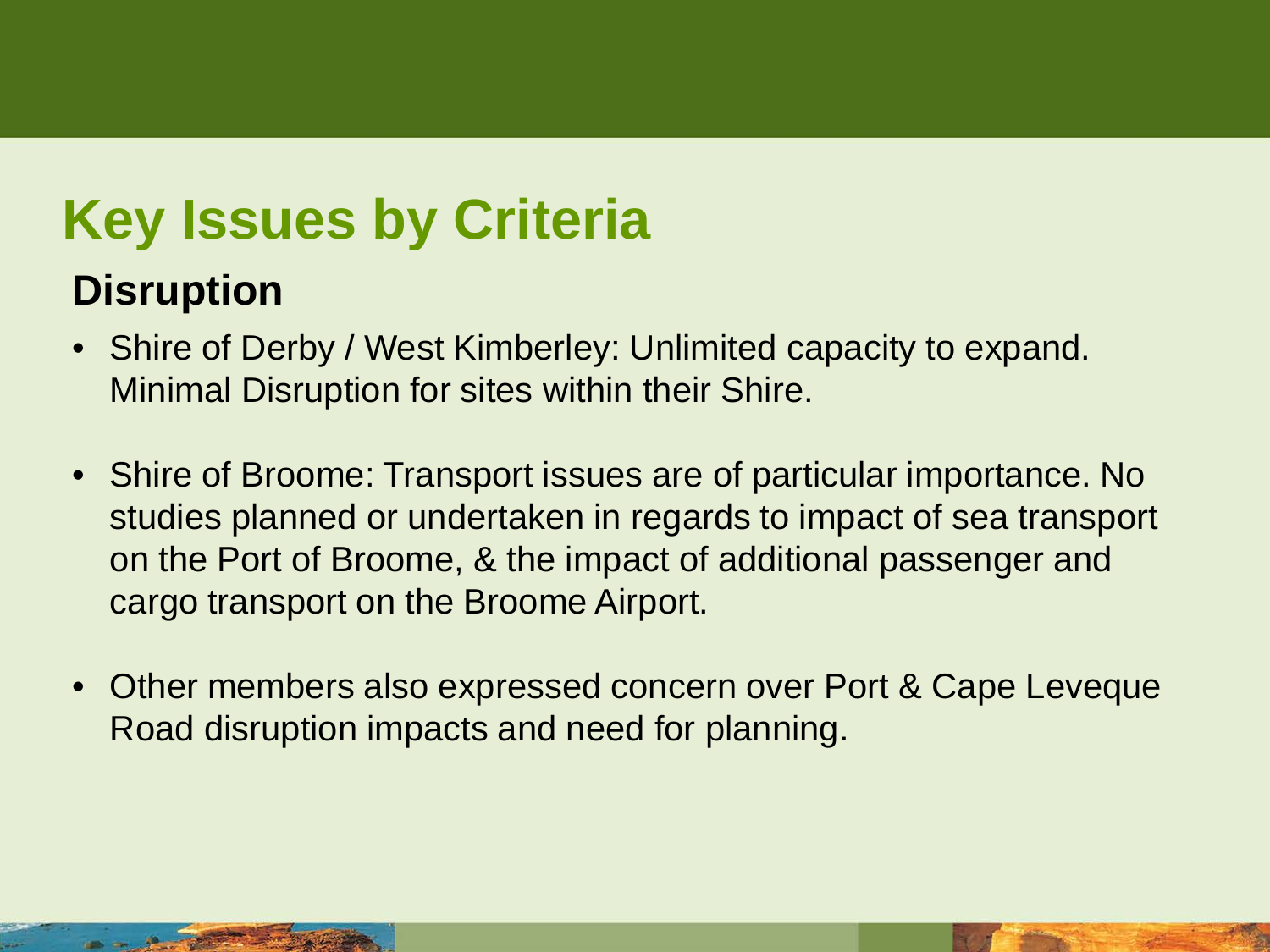# Key Issues by Criteria

## Disruption

- Shire of Derby / West Kimberley: Unlimited capacity to expand. Minimal Disruption for sites within their Shire.
- Shire of Broome: Transport issues are of particular importance. No studies planned or undertaken in regards to impact of sea transport on the Port of Broome, & the impact of additional passenger and cargo transport on the Broome Airport.
- Other members also expressed concern over Port & Cape Leveque Road disruption impacts and need for planning.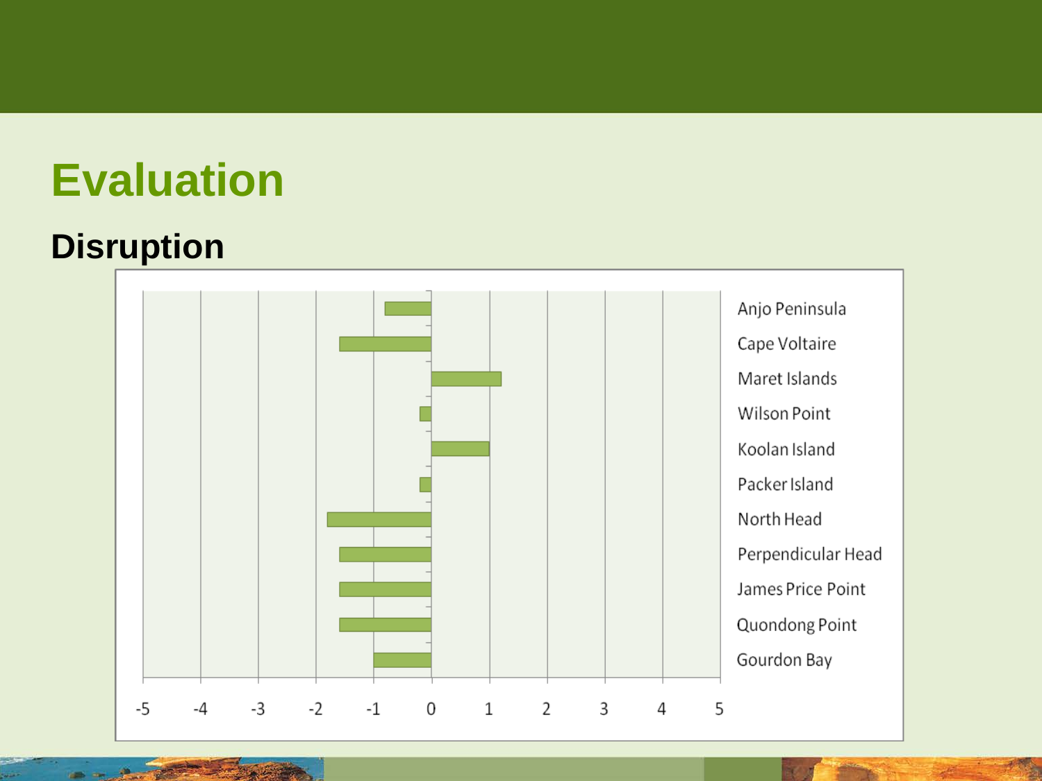# Evaluation

## Disruption

| Location | Value |
| --- | --- |
| Anjo Peninsula | -0.8 |
| Cape Voltaire | -1.6 |
| Maret Islands | 1.2 |
| Wilson Point | -0.2 |
| Koolan Island | 1.0 |
| Packer Island | -0.2 |
| North Head | -1.8 |
| Perpendicular Head | -1.6 |
| James Price Point | -1.6 |
| Quondong Point | -1.6 |
| Gourdon Bay | -1.0 |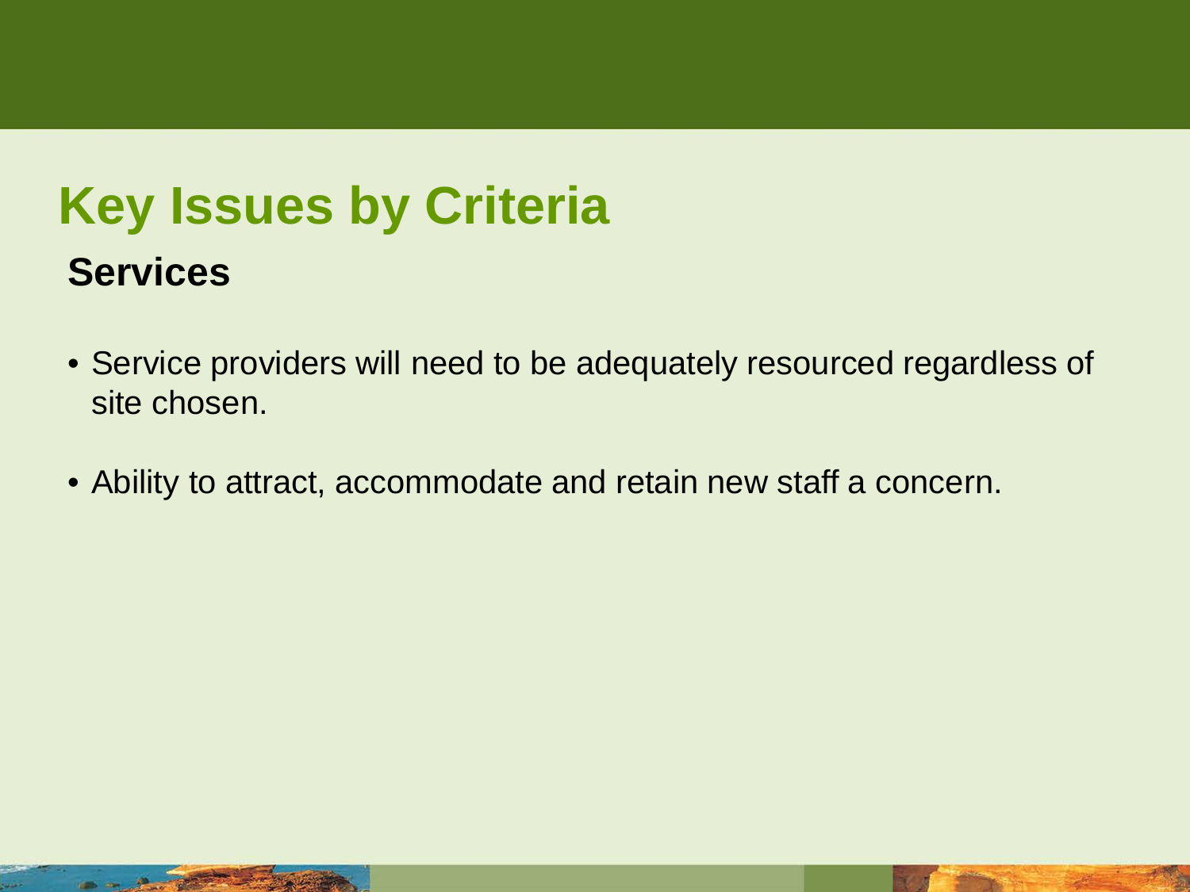# Key Issues by Criteria

## Services

- Service providers will need to be adequately resourced regardless of site chosen.
- Ability to attract, accommodate and retain new staff a concern.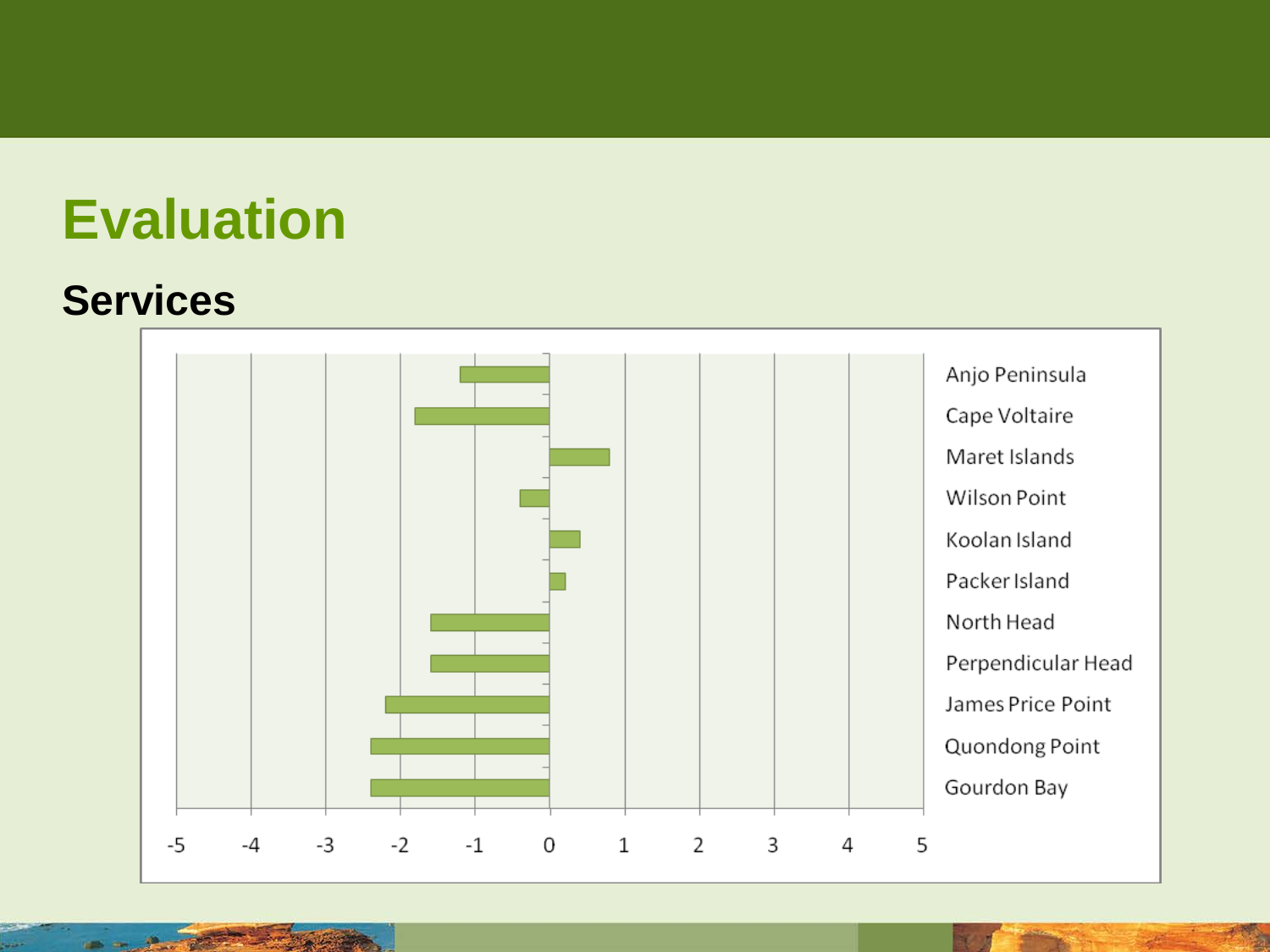# Evaluation

## Services

Anjo Peninsula
Cape Voltaire
Maret Islands
Wilson Point
Koolan Island
Packer Island
North Head
Perpendicular Head
James Price Point
Quondong Point
Gourdon Bay

-5 -4 -3 -2 -1 0 1 2 3 4 5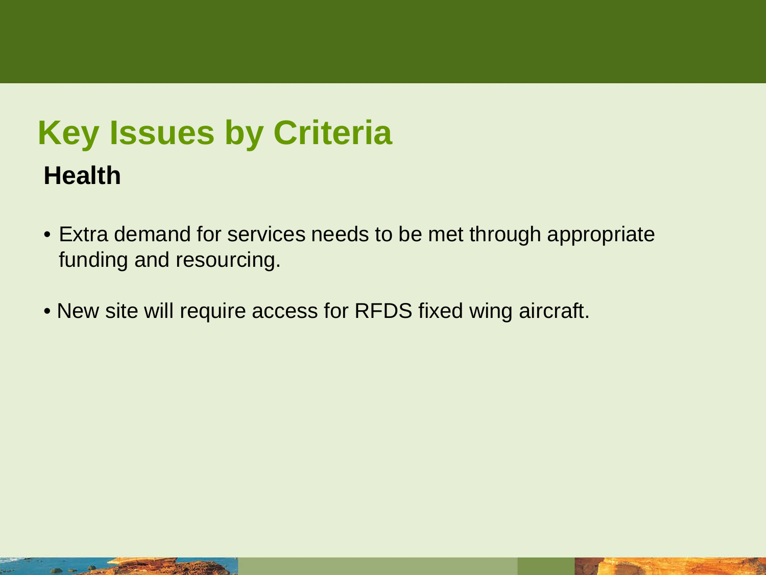# Key Issues by Criteria

## Health

- Extra demand for services needs to be met through appropriate funding and resourcing.
- New site will require access for RFDS fixed wing aircraft.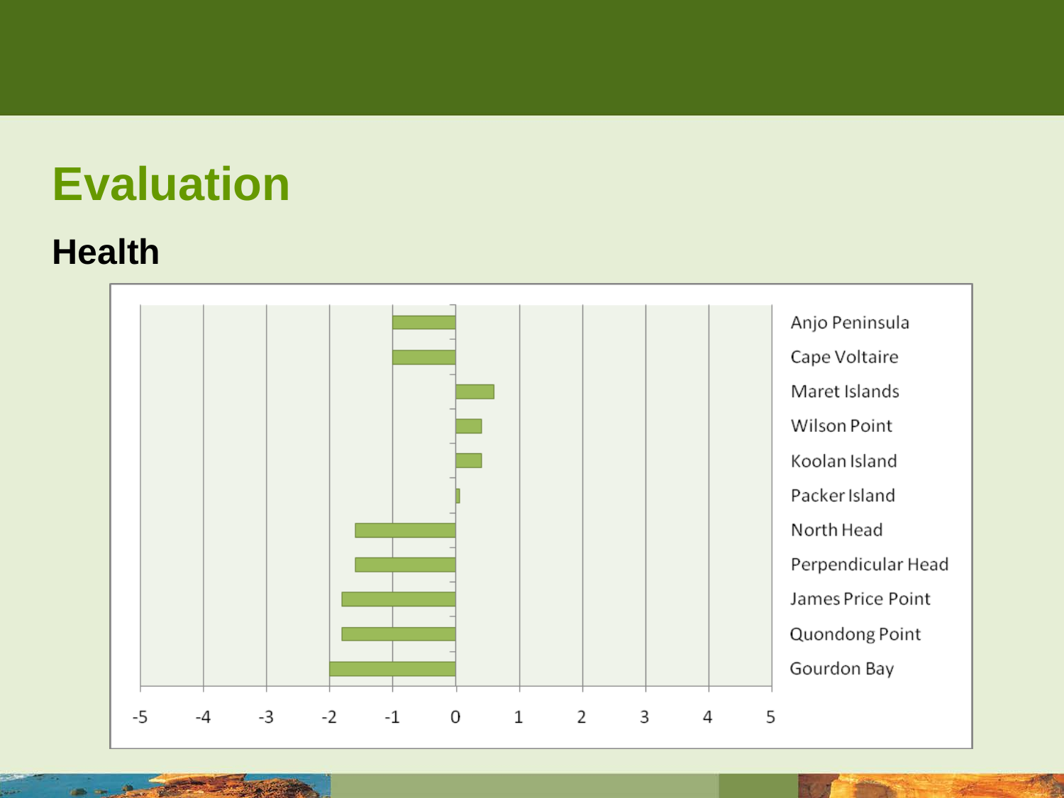# Evaluation

## Health

| Location | Value (approx.) |
|---|---|
| Anjo Peninsula | -1 |
| Cape Voltaire | -1 |
| Maret Islands | 0.6 |
| Wilson Point | 0.4 |
| Koolan Island | 0.4 |
| Packer Island | 0.05 |
| North Head | -1.6 |
| Perpendicular Head | -1.6 |
| James Price Point | -1.8 |
| Quondong Point | -1.8 |
| Gourdon Bay | -2 |

Axis: -5 -4 -3 -2 -1 0 1 2 3 4 5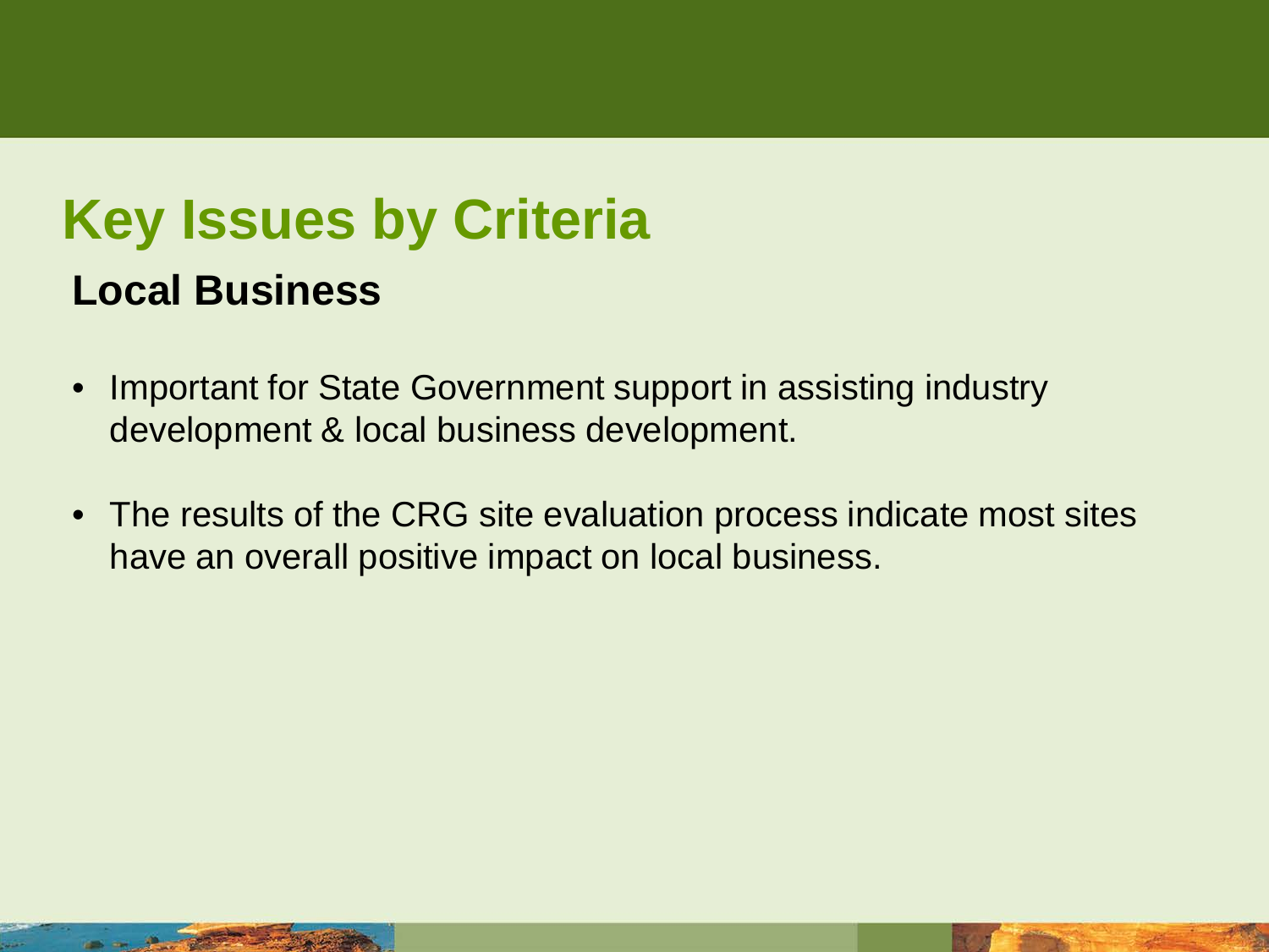# Key Issues by Criteria

## Local Business

- Important for State Government support in assisting industry development & local business development.
- The results of the CRG site evaluation process indicate most sites have an overall positive impact on local business.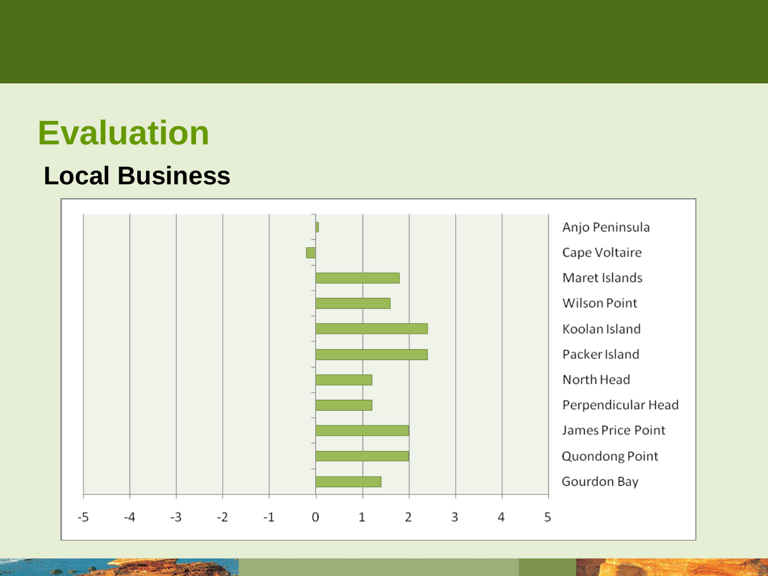# Evaluation

## Local Business

| Location | Value |
|---|---|
| Anjo Peninsula | 0.05 |
| Cape Voltaire | -0.2 |
| Maret Islands | 1.8 |
| Wilson Point | 1.6 |
| Koolan Island | 2.4 |
| Packer Island | 2.4 |
| North Head | 1.2 |
| Perpendicular Head | 1.2 |
| James Price Point | 2 |
| Quondong Point | 2 |
| Gourdon Bay | 1.4 |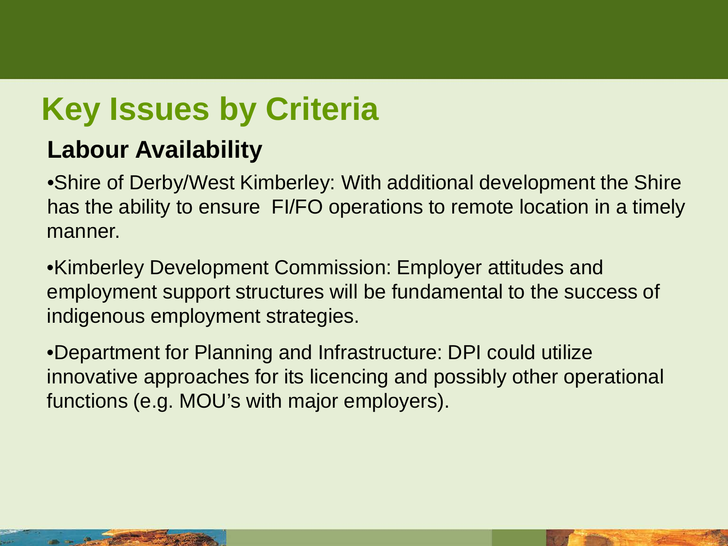# Key Issues by Criteria

## Labour Availability

- Shire of Derby/West Kimberley: With additional development the Shire has the ability to ensure FI/FO operations to remote location in a timely manner.
- Kimberley Development Commission: Employer attitudes and employment support structures will be fundamental to the success of indigenous employment strategies.
- Department for Planning and Infrastructure: DPI could utilize innovative approaches for its licencing and possibly other operational functions (e.g. MOU's with major employers).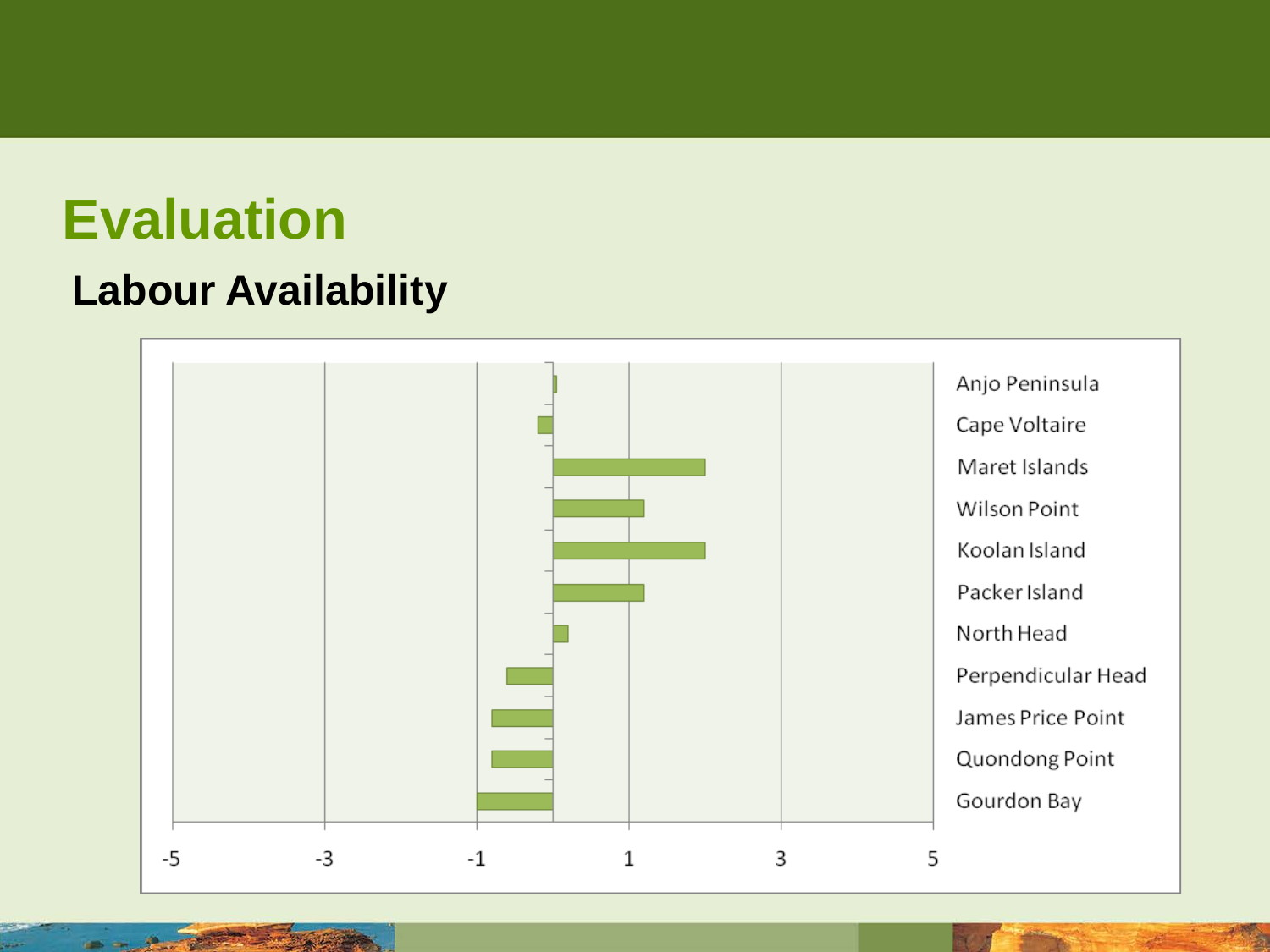# Evaluation

## Labour Availability

| Location | Value |
| --- | --- |
| Anjo Peninsula | 0.02 |
| Cape Voltaire | -0.2 |
| Maret Islands | 2 |
| Wilson Point | 1.2 |
| Koolan Island | 2 |
| Packer Island | 1.2 |
| North Head | 0.2 |
| Perpendicular Head | -0.6 |
| James Price Point | -0.8 |
| Quondong Point | -0.8 |
| Gourdon Bay | -1 |

-5 -3 -1 1 3 5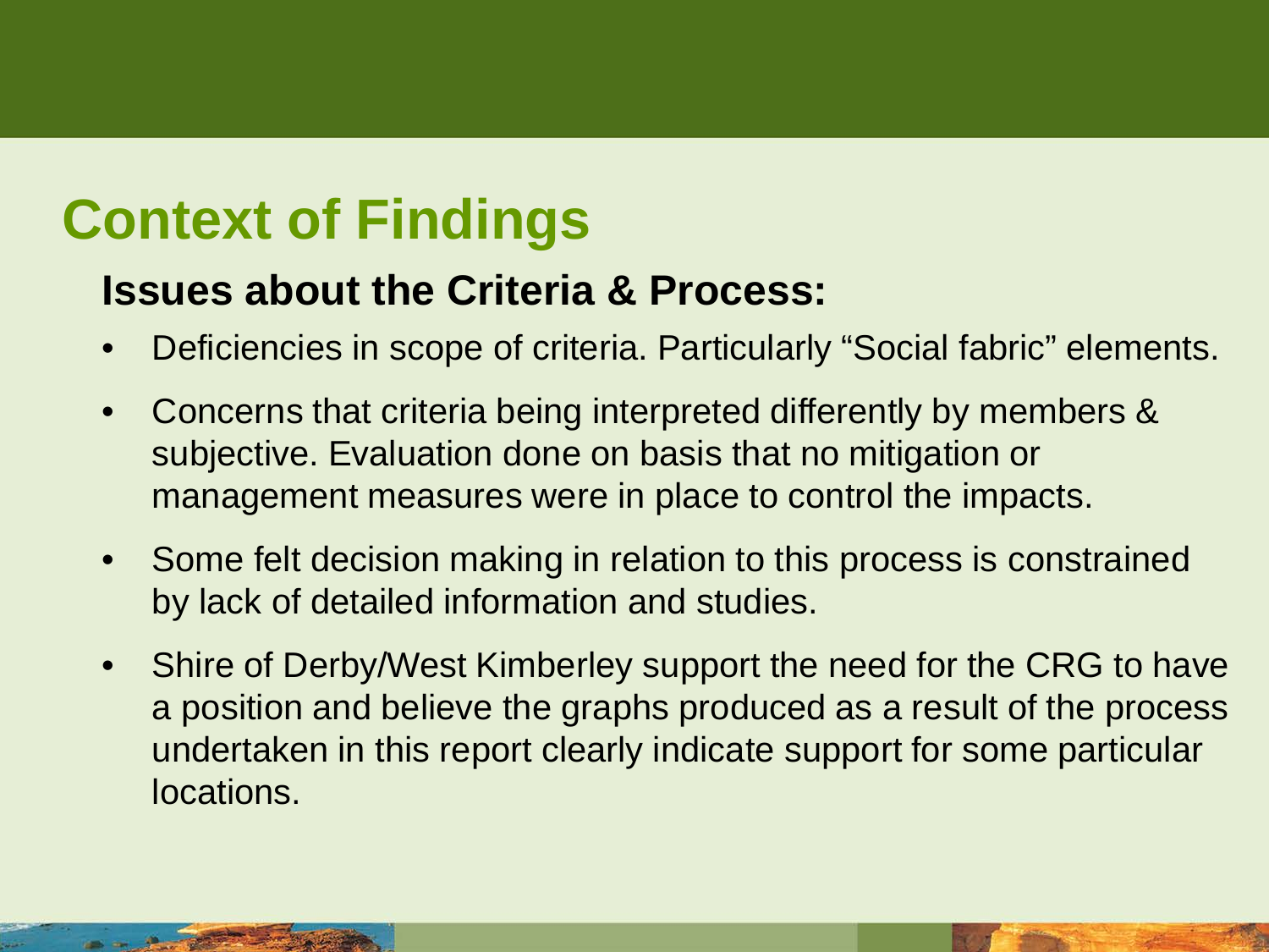# Context of Findings

## Issues about the Criteria & Process:

- Deficiencies in scope of criteria. Particularly “Social fabric” elements.
- Concerns that criteria being interpreted differently by members & subjective. Evaluation done on basis that no mitigation or management measures were in place to control the impacts.
- Some felt decision making in relation to this process is constrained by lack of detailed information and studies.
- Shire of Derby/West Kimberley support the need for the CRG to have a position and believe the graphs produced as a result of the process undertaken in this report clearly indicate support for some particular locations.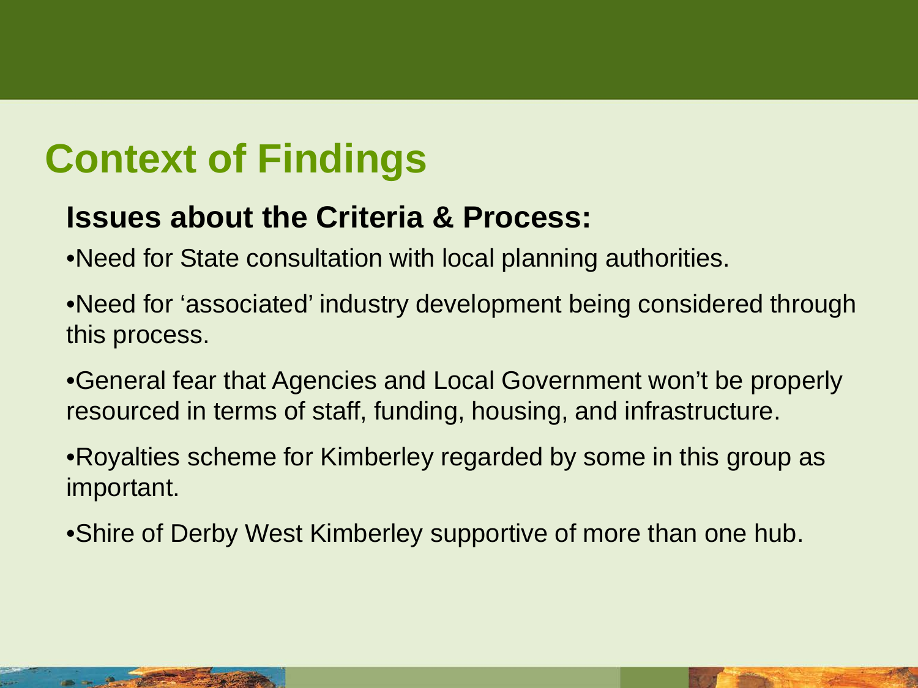# Context of Findings

## Issues about the Criteria & Process:

- Need for State consultation with local planning authorities.
- Need for 'associated' industry development being considered through this process.
- General fear that Agencies and Local Government won't be properly resourced in terms of staff, funding, housing, and infrastructure.
- Royalties scheme for Kimberley regarded by some in this group as important.
- Shire of Derby West Kimberley supportive of more than one hub.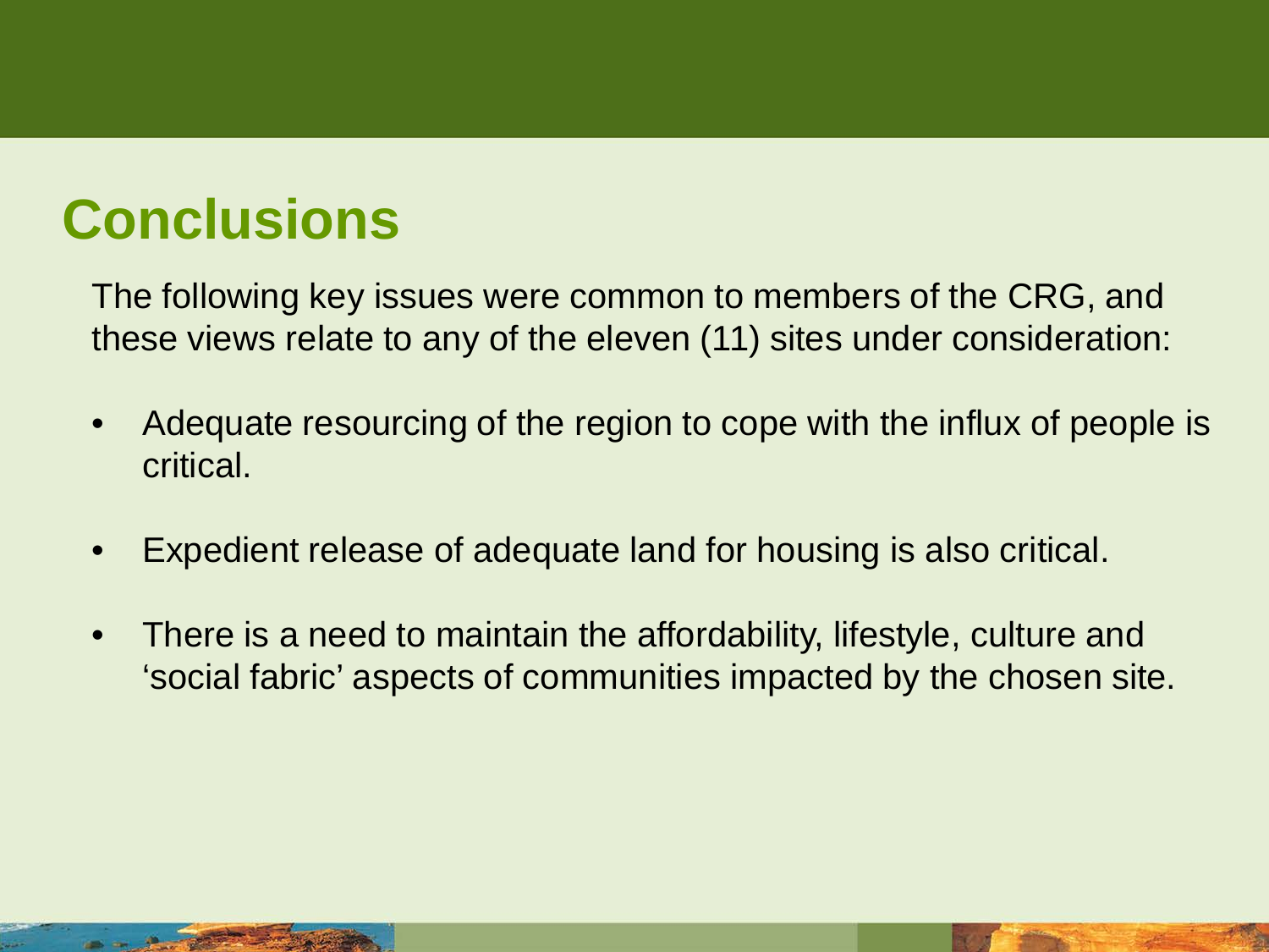# Conclusions

The following key issues were common to members of the CRG, and these views relate to any of the eleven (11) sites under consideration:

- Adequate resourcing of the region to cope with the influx of people is critical.
- Expedient release of adequate land for housing is also critical.
- There is a need to maintain the affordability, lifestyle, culture and 'social fabric' aspects of communities impacted by the chosen site.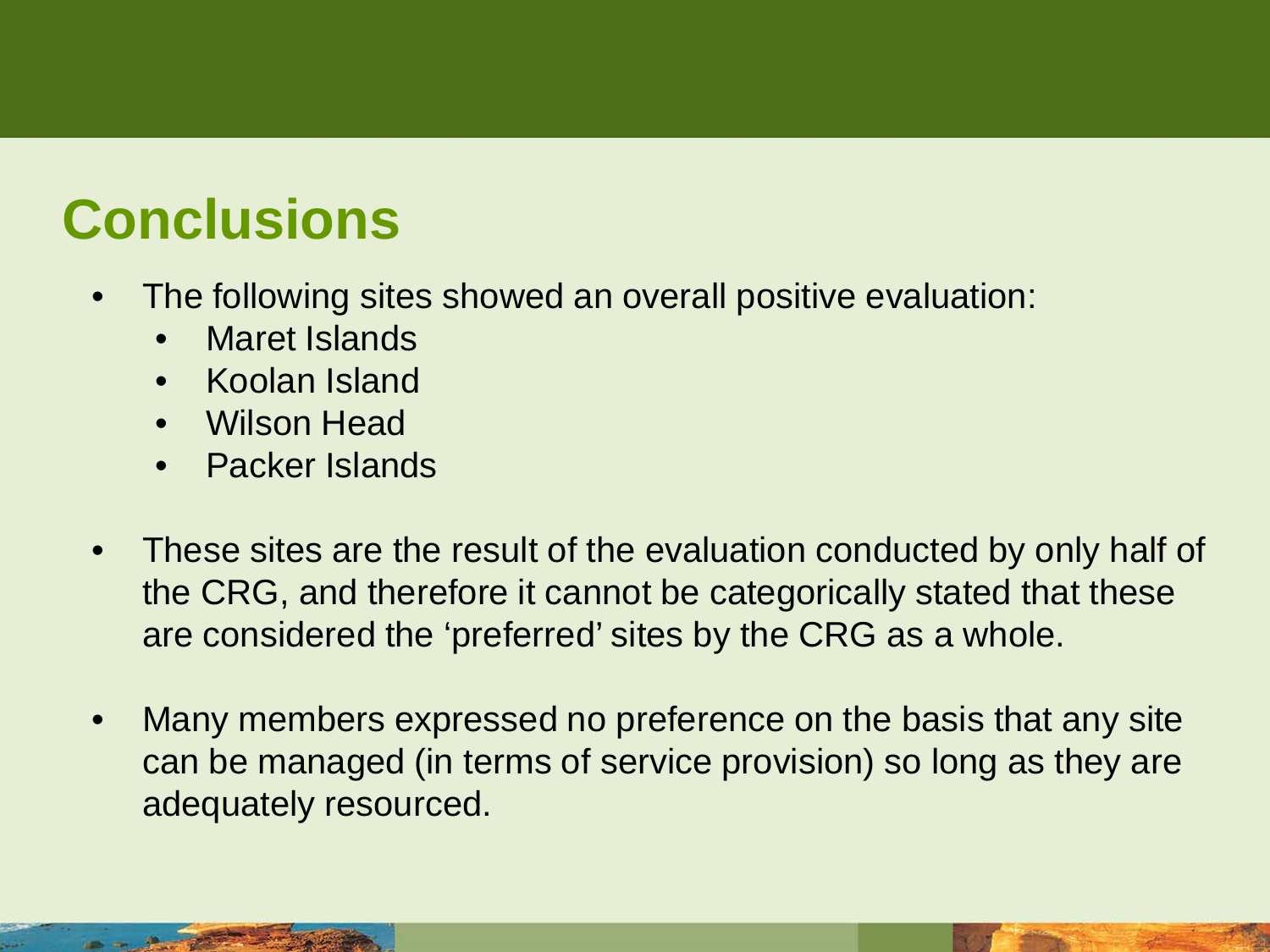# Conclusions

- The following sites showed an overall positive evaluation:
  - Maret Islands
  - Koolan Island
  - Wilson Head
  - Packer Islands
- These sites are the result of the evaluation conducted by only half of the CRG, and therefore it cannot be categorically stated that these are considered the 'preferred' sites by the CRG as a whole.
- Many members expressed no preference on the basis that any site can be managed (in terms of service provision) so long as they are adequately resourced.